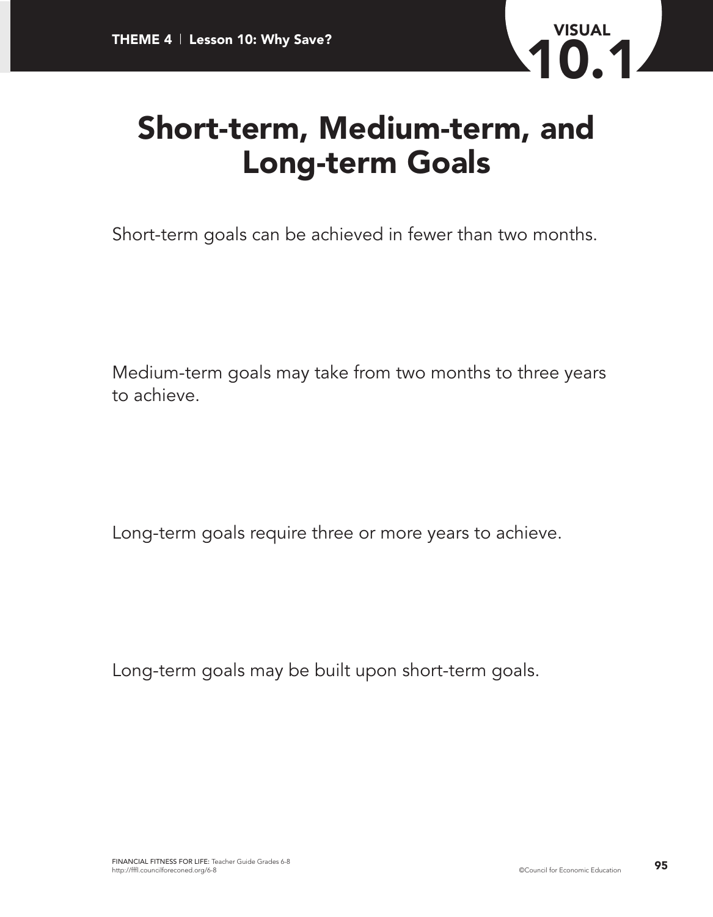# Short-term, Medium-term, and Long-term Goals

Short-term goals can be achieved in fewer than two months.

Medium-term goals may take from two months to three years to achieve.

Long-term goals require three or more years to achieve.

Long-term goals may be built upon short-term goals.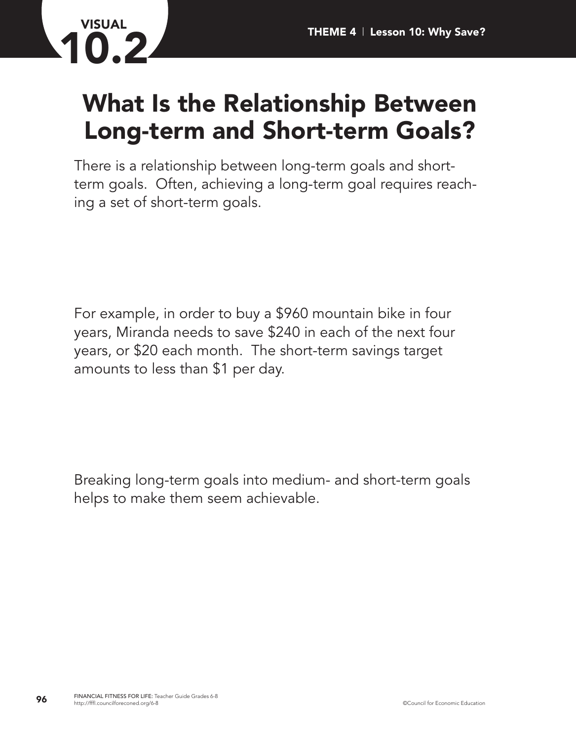# VISUAL 10.2

## What Is the Relationship Between Long-term and Short-term Goals?

There is a relationship between long-term goals and short-term goals. Often, achieving a long-term goal requires reaching a set of short-term goals.

For example, in order to buy a $960 mountain bike in four years, Miranda needs to save $240 in each of the next four years, or $20 each month. The short-term savings target amounts to less than $1 per day.

Breaking long-term goals into medium- and short-term goals helps to make them seem achievable.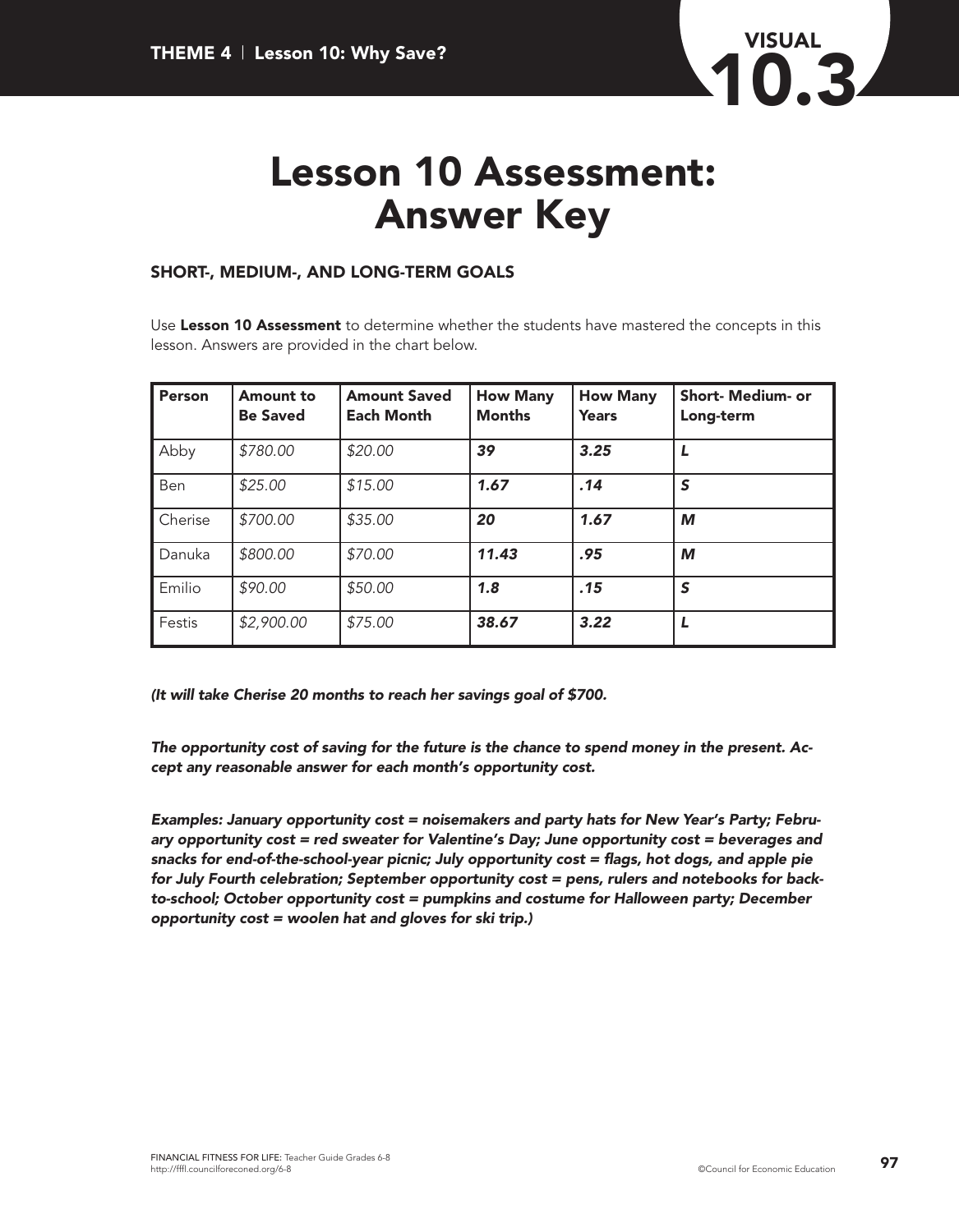# Lesson 10 Assessment: Answer Key

## SHORT-, MEDIUM-, AND LONG-TERM GOALS

Use **Lesson 10 Assessment** to determine whether the students have mastered the concepts in this lesson. Answers are provided in the chart below.

| Person | Amount to Be Saved | Amount Saved Each Month | How Many Months | How Many Years | Short- Medium- or Long-term |
|---|---|---|---|---|---|
| Abby | *$780.00* | *$20.00* | ***39*** | ***3.25*** | ***L*** |
| Ben | *$25.00* | *$15.00* | ***1.67*** | ***.14*** | ***S*** |
| Cherise | *$700.00* | *$35.00* | ***20*** | ***1.67*** | ***M*** |
| Danuka | *$800.00* | *$70.00* | ***11.43*** | ***.95*** | ***M*** |
| Emilio | *$90.00* | *$50.00* | ***1.8*** | ***.15*** | ***S*** |
| Festis | *$2,900.00* | *$75.00* | ***38.67*** | ***3.22*** | ***L*** |

***(It will take Cherise 20 months to reach her savings goal of $700.***

***The opportunity cost of saving for the future is the chance to spend money in the present. Accept any reasonable answer for each month's opportunity cost.***

***Examples: January opportunity cost = noisemakers and party hats for New Year's Party; February opportunity cost = red sweater for Valentine's Day; June opportunity cost = beverages and snacks for end-of-the-school-year picnic; July opportunity cost = flags, hot dogs, and apple pie for July Fourth celebration; September opportunity cost = pens, rulers and notebooks for back-to-school; October opportunity cost = pumpkins and costume for Halloween party; December opportunity cost = woolen hat and gloves for ski trip.)***